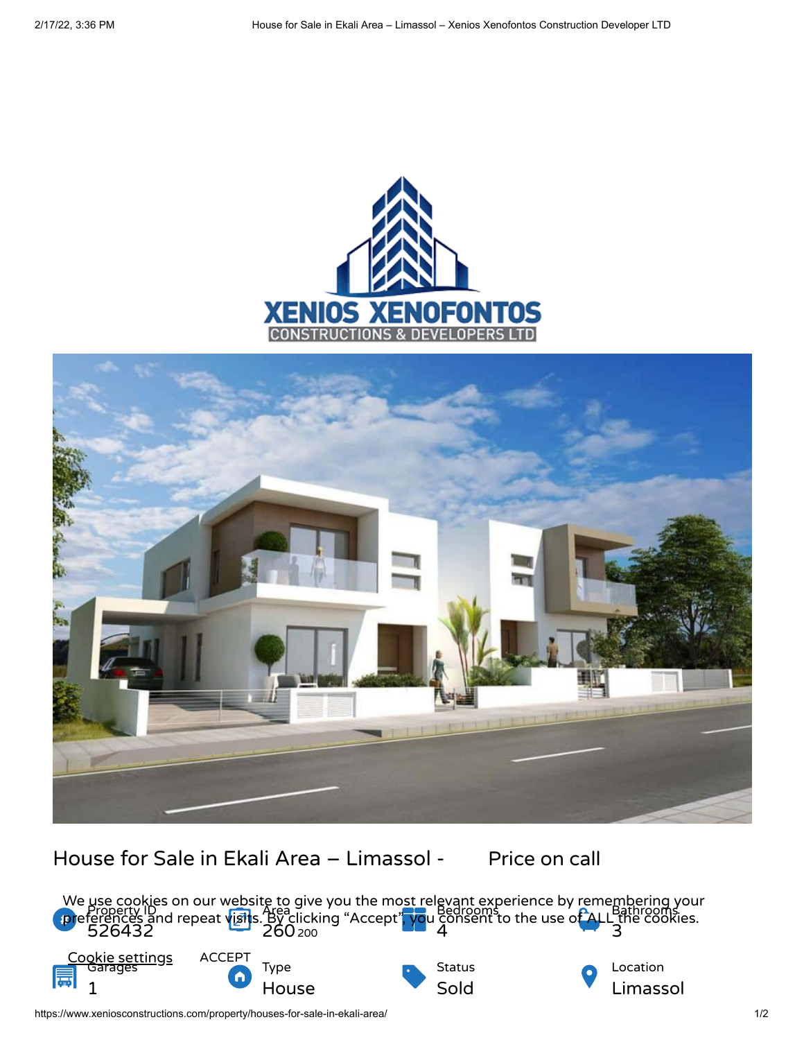# House for Sale in Ekali Area – Limassol - Price on call

We use cookies on our website to give you the most relevant experience by remembering your preferences and repeat visits. By clicking "Accept", you consent to the use of ALL the cookies.

Cookie settings ACCEPT

| Property ID | Area | Bedrooms | Bathrooms |
|---|---|---|---|
| 526432 | 260 200 | 4 | 3 |

| Garages | Type | Status | Location |
|---|---|---|---|
| 1 | House | Sold | Limassol |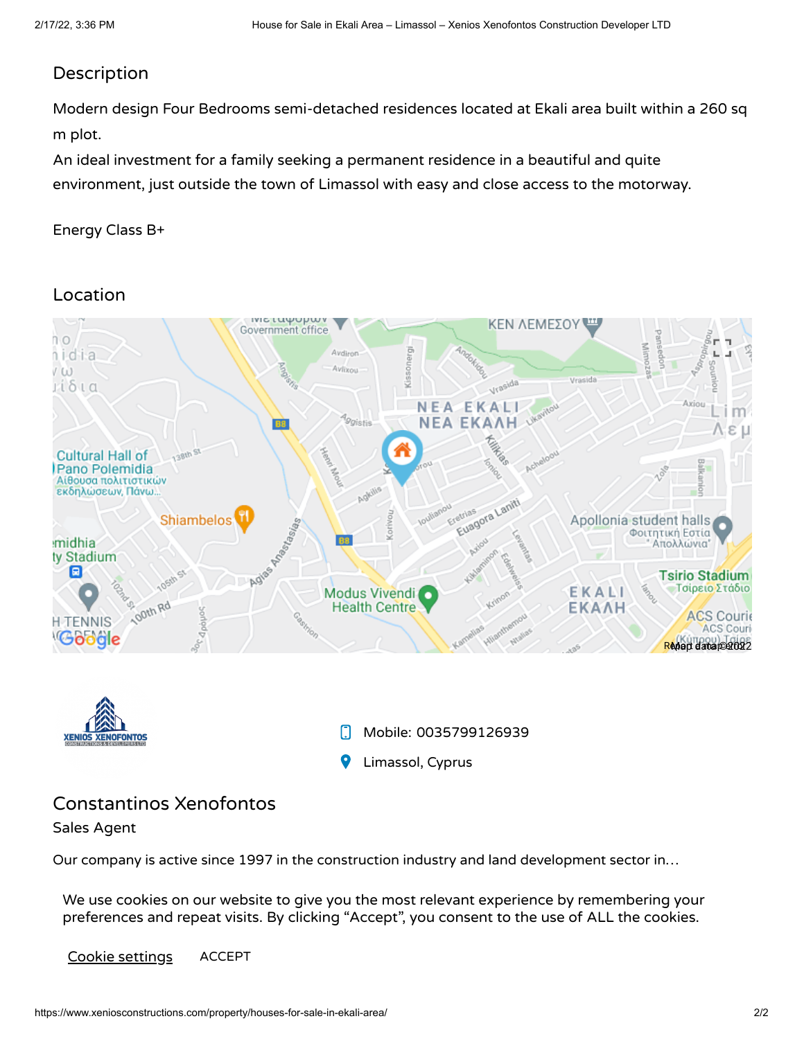## Description

Modern design Four Bedrooms semi-detached residences located at Ekali area built within a 260 sq m plot.
An ideal investment for a family seeking a permanent residence in a beautiful and quite environment, just outside the town of Limassol with easy and close access to the motorway.

Energy Class B+

## Location

Mobile: 0035799126939

Limassol, Cyprus

### Constantinos Xenofontos

Sales Agent

Our company is active since 1997 in the construction industry and land development sector in…

We use cookies on our website to give you the most relevant experience by remembering your preferences and repeat visits. By clicking “Accept”, you consent to the use of ALL the cookies.

Cookie settings ACCEPT